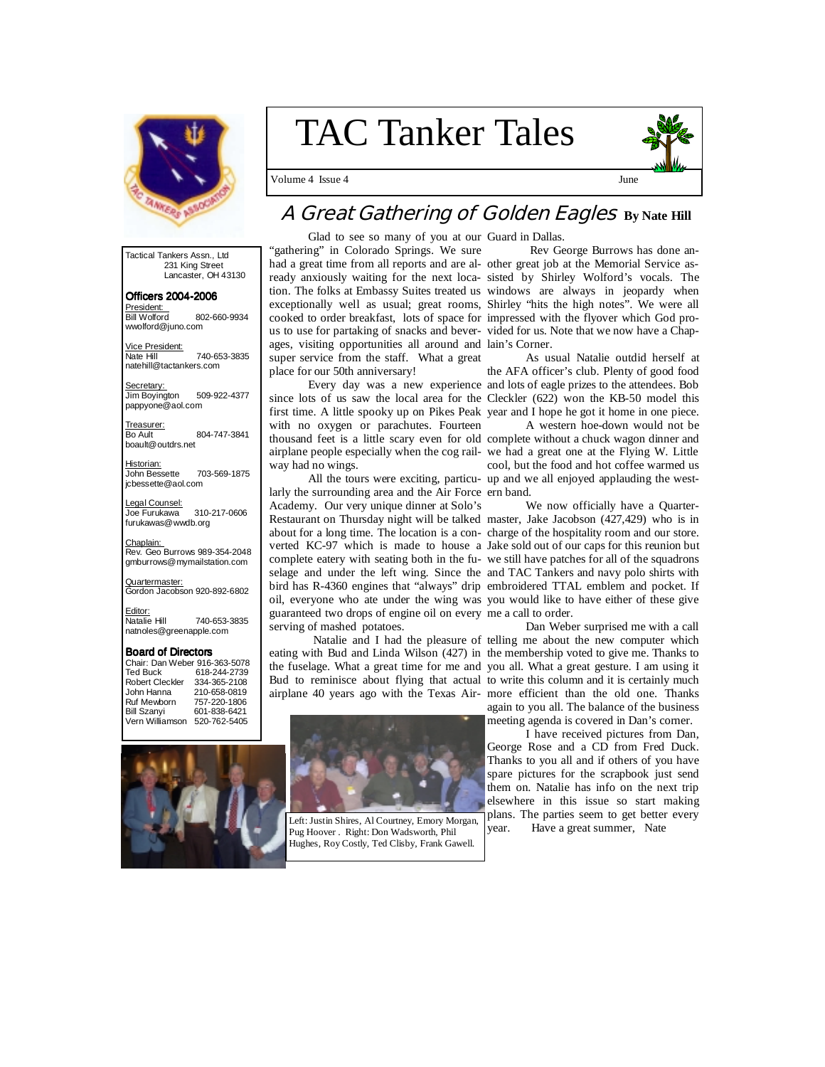# TAC Tanker Tales

Volume 4 Issue 4 June

Tactical Tankers Assn., Ltd
231 King Street
Lancaster, OH 43130

**Officers 2004-2006**

President:
Bill Wolford 802-660-9934
wwolford@juno.com

Vice President:
Nate Hill 740-653-3835
natehill@tactankers.com

Secretary:
Jim Boyington 509-922-4377
pappyone@aol.com

Treasurer:
Bo Ault 804-747-3841
boault@outdrs.net

Historian:
John Bessette 703-569-1875
jcbessette@aol.com

Legal Counsel:
Joe Furukawa 310-217-0606
furukawas@wwdb.org

Chaplain:
Rev. Geo Burrows 989-354-2048
gmburrows@mymailstation.com

Quartermaster:
Gordon Jacobson 920-892-6802

Editor:
Natalie Hill 740-653-3835
natnoles@greenapple.com

**Board of Directors**

Chair: Dan Weber 916-363-5078
Ted Buck 618-244-2739
Robert Cleckler 334-365-2108
John Hanna 210-658-0819
Ruf Mewborn 757-220-1806
Bill Szanyi 601-838-6421
Vern Williamson 520-762-5405

## A Great Gathering of Golden Eagles **By Nate Hill**

Glad to see so many of you at our "gathering" in Colorado Springs. We sure had a great time from all reports and are already anxiously waiting for the next location. The folks at Embassy Suites treated us exceptionally well as usual; great rooms, cooked to order breakfast, lots of space for us to use for partaking of snacks and beverages, visiting opportunities all around and super service from the staff. What a great place for our 50th anniversary!

Every day was a new experience since lots of us saw the local area for the first time. A little spooky up on Pikes Peak with no oxygen or parachutes. Fourteen thousand feet is a little scary even for old airplane people especially when the cog railway had no wings.

All the tours were exciting, particularly the surrounding area and the Air Force Academy. Our very unique dinner at Solo's Restaurant on Thursday night will be talked about for a long time. The location is a converted KC-97 which is made to house a complete eatery with seating both in the fuselage and under the left wing. Since the bird has R-4360 engines that "always" drip oil, everyone who ate under the wing was guaranteed two drops of engine oil on every serving of mashed potatoes.

Natalie and I had the pleasure of eating with Bud and Linda Wilson (427) in the fuselage. What a great time for me and Bud to reminisce about flying that actual airplane 40 years ago with the Texas Air Guard in Dallas.

Rev George Burrows has done another great job at the Memorial Service assisted by Shirley Wolford's vocals. The windows are always in jeopardy when Shirley "hits the high notes". We were all impressed with the flyover which God provided for us. Note that we now have a Chaplain's Corner.

As usual Natalie outdid herself at the AFA officer's club. Plenty of good food and lots of eagle prizes to the attendees. Bob Cleckler (622) won the KB-50 model this year and I hope he got it home in one piece.

A western hoe-down would not be complete without a chuck wagon dinner and we had a great one at the Flying W. Little cool, but the food and hot coffee warmed us up and we all enjoyed applauding the western band.

We now officially have a Quartermaster, Jake Jacobson (427,429) who is in charge of the hospitality room and our store. Jake sold out of our caps for this reunion but we still have patches for all of the squadrons and TAC Tankers and navy polo shirts with embroidered TTAL emblem and pocket. If you would like to have either of these give me a call to order.

Dan Weber surprised me with a call telling me about the new computer which the membership voted to give me. Thanks to you all. What a great gesture. I am using it to write this column and it is certainly much more efficient than the old one. Thanks again to you all. The balance of the business meeting agenda is covered in Dan's corner.

I have received pictures from Dan, George Rose and a CD from Fred Duck. Thanks to you all and if others of you have spare pictures for the scrapbook just send them on. Natalie has info on the next trip elsewhere in this issue so start making plans. The parties seem to get better every year. Have a great summer, Nate

Left: Justin Shires, Al Courtney, Emory Morgan, Pug Hoover. Right: Don Wadsworth, Phil Hughes, Roy Costly, Ted Clisby, Frank Gawell.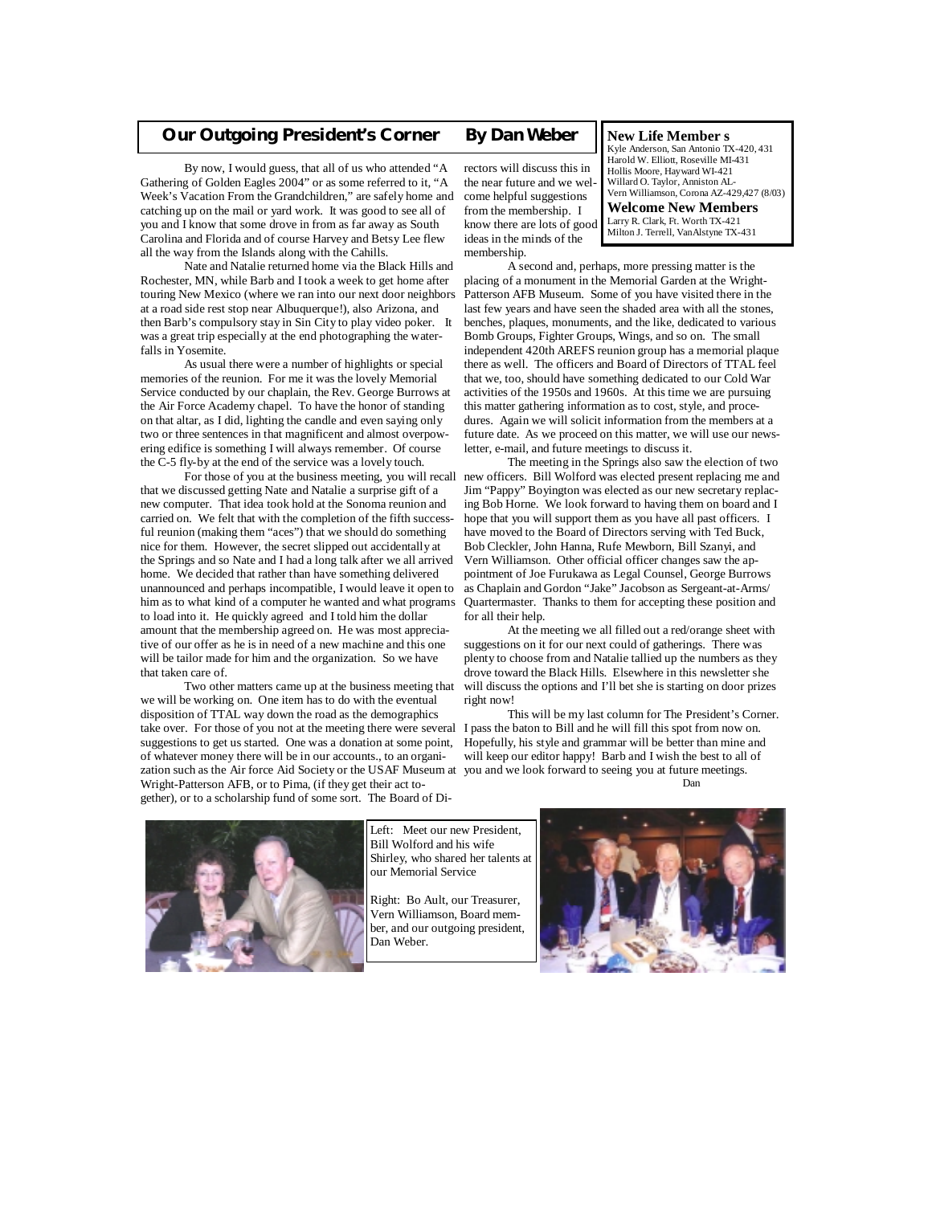## Our Outgoing President's Corner — By Dan Weber

By now, I would guess, that all of us who attended "A Gathering of Golden Eagles 2004" or as some referred to it, "A Week's Vacation From the Grandchildren," are safely home and catching up on the mail or yard work. It was good to see all of you and I know that some drove in from as far away as South Carolina and Florida and of course Harvey and Betsy Lee flew all the way from the Islands along with the Cahills.

Nate and Natalie returned home via the Black Hills and Rochester, MN, while Barb and I took a week to get home after touring New Mexico (where we ran into our next door neighbors at a road side rest stop near Albuquerque!), also Arizona, and then Barb's compulsory stay in Sin City to play video poker. It was a great trip especially at the end photographing the waterfalls in Yosemite.

As usual there were a number of highlights or special memories of the reunion. For me it was the lovely Memorial Service conducted by our chaplain, the Rev. George Burrows at the Air Force Academy chapel. To have the honor of standing on that altar, as I did, lighting the candle and even saying only two or three sentences in that magnificent and almost overpowering edifice is something I will always remember. Of course the C-5 fly-by at the end of the service was a lovely touch.

For those of you at the business meeting, you will recall that we discussed getting Nate and Natalie a surprise gift of a new computer. That idea took hold at the Sonoma reunion and carried on. We felt that with the completion of the fifth successful reunion (making them "aces") that we should do something nice for them. However, the secret slipped out accidentally at the Springs and so Nate and I had a long talk after we all arrived home. We decided that rather than have something delivered unannounced and perhaps incompatible, I would leave it open to him as to what kind of a computer he wanted and what programs to load into it. He quickly agreed and I told him the dollar amount that the membership agreed on. He was most appreciative of our offer as he is in need of a new machine and this one will be tailor made for him and the organization. So we have that taken care of.

Two other matters came up at the business meeting that we will be working on. One item has to do with the eventual disposition of TTAL way down the road as the demographics take over. For those of you not at the meeting there were several suggestions to get us started. One was a donation at some point, of whatever money there will be in our accounts., to an organization such as the Air force Aid Society or the USAF Museum at Wright-Patterson AFB, or to Pima, (if they get their act together), or to a scholarship fund of some sort. The Board of Directors will discuss this in the near future and we welcome helpful suggestions from the membership. I know there are lots of good ideas in the minds of the membership.

A second and, perhaps, more pressing matter is the placing of a monument in the Memorial Garden at the Wright-Patterson AFB Museum. Some of you have visited there in the last few years and have seen the shaded area with all the stones, benches, plaques, monuments, and the like, dedicated to various Bomb Groups, Fighter Groups, Wings, and so on. The small independent 420th AREFS reunion group has a memorial plaque there as well. The officers and Board of Directors of TTAL feel that we, too, should have something dedicated to our Cold War activities of the 1950s and 1960s. At this time we are pursuing this matter gathering information as to cost, style, and procedures. Again we will solicit information from the members at a future date. As we proceed on this matter, we will use our newsletter, e-mail, and future meetings to discuss it.

The meeting in the Springs also saw the election of two new officers. Bill Wolford was elected present replacing me and Jim "Pappy" Boyington was elected as our new secretary replacing Bob Horne. We look forward to having them on board and I hope that you will support them as you have all past officers. I have moved to the Board of Directors serving with Ted Buck, Bob Cleckler, John Hanna, Rufe Mewborn, Bill Szanyi, and Vern Williamson. Other official officer changes saw the appointment of Joe Furukawa as Legal Counsel, George Burrows as Chaplain and Gordon "Jake" Jacobson as Sergeant-at-Arms/ Quartermaster. Thanks to them for accepting these position and for all their help.

At the meeting we all filled out a red/orange sheet with suggestions on it for our next could of gatherings. There was plenty to choose from and Natalie tallied up the numbers as they drove toward the Black Hills. Elsewhere in this newsletter she will discuss the options and I'll bet she is starting on door prizes right now!

This will be my last column for The President's Corner. I pass the baton to Bill and he will fill this spot from now on. Hopefully, his style and grammar will be better than mine and will keep our editor happy! Barb and I wish the best to all of you and we look forward to seeing you at future meetings.

Dan

### New Life Member s

Kyle Anderson, San Antonio TX-420, 431
Harold W. Elliott, Roseville MI-431
Hollis Moore, Hayward WI-421
Willard O. Taylor, Anniston AL-
Vern Williamson, Corona AZ-429,427 (8/03)

### Welcome New Members

Larry R. Clark, Ft. Worth TX-421
Milton J. Terrell, VanAlstyne TX-431

Left: Meet our new President, Bill Wolford and his wife Shirley, who shared her talents at our Memorial Service

Right: Bo Ault, our Treasurer, Vern Williamson, Board member, and our outgoing president, Dan Weber.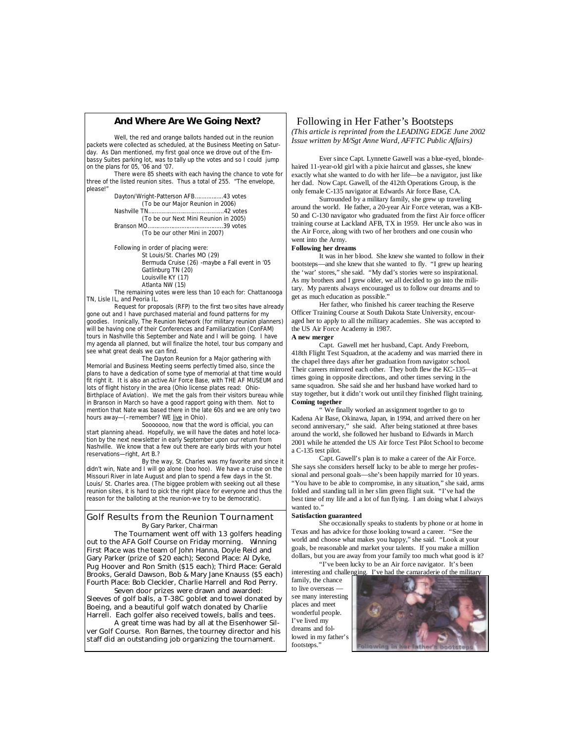## And Where Are We Going Next?

Well, the red and orange ballots handed out in the reunion packets were collected as scheduled, at the Business Meeting on Saturday. As Dan mentioned, my first goal once we drove out of the Embassy Suites parking lot, was to tally up the votes and so I could jump on the plans for 05, '06 and '07.

There were 85 sheets with each having the chance to vote for three of the listed reunion sites. Thus a total of 255. "The envelope, please!"

Dayton/Wright-Patterson AFB……………..43 votes
(To be our Major Reunion in 2006)
Nashville TN……………………………………..42 votes
(To be our Next Mini Reunion in 2005)
Branson MO……………………………………..39 votes
(To be our other Mini in 2007)

Following in order of placing were:
St Louis/St. Charles MO (29)
Bermuda Cruise (26) -maybe a Fall event in '05
Gatlinburg TN (20)
Louisville KY (17)
Atlanta NW (15)

The remaining votes were less than 10 each for: Chattanooga TN, Lisle IL, and Peoria IL.

Request for proposals (RFP) to the first two sites have already gone out and I have purchased material and found patterns for my goodies. Ironically, The Reunion Network (for military reunion planners) will be having one of their Conferences and Familiarization (ConFAM) tours in Nashville this September and Nate and I will be going. I have my agenda all planned, but will finalize the hotel, tour bus company and see what great deals we can find.

The Dayton Reunion for a Major gathering with Memorial and Business Meeting seems perfectly timed also, since the plans to have a dedication of some type of memorial at that time would fit right it. It is also an active Air Force Base, with THE AF MUSEUM and lots of flight history in the area (Ohio license plates read: Ohio-Birthplace of Aviation). We met the gals from their visitors bureau while in Branson in March so have a good rapport going with them. Not to mention that Nate was based there in the late 60s and we are only two hours away—(–remember? WE live in Ohio).

Sooooooo, now that the word is official, you can start planning ahead. Hopefully, we will have the dates and hotel location by the next newsletter in early September upon our return from Nashville. We know that a few out there are early birds with your hotel reservations—right, Art B.?

By the way, St. Charles was my favorite and since it didn't win, Nate and I will go alone (boo hoo). We have a cruise on the Missouri River in late August and plan to spend a few days in the St. Louis/ St. Charles area. (The biggee problem with seeking out all these reunion sites, it is hard to pick the right place for everyone and thus the reason for the balloting at the reunion-we try to be democratic).

## Golf Results from the Reunion Tournament

By Gary Parker, Chairman

The Tournament went off with 13 golfers heading out to the AFA Golf Course on Friday morning. Winning First Place was the team of John Hanna, Doyle Reid and Gary Parker (prize of $20 each); Second Place: Al Dyke, Pug Hoover and Ron Smith ($15 each); Third Place: Gerald Brooks, Gerald Dawson, Bob & Mary Jane Knauss ($5 each) Fourth Place: Bob Cleckler, Charlie Harrell and Rod Perry.

Seven door prizes were drawn and awarded: Sleeves of golf balls, a T-38C goblet and towel donated by Boeing, and a beautiful golf watch donated by Charlie Harrell. Each golfer also received towels, balls and tees.

A great time was had by all at the Eisenhower Silver Golf Course. Ron Barnes, the tourney director and his staff did an outstanding job organizing the tournament.

## Following in Her Father's Bootsteps

*(This article is reprinted from the LEADING EDGE June 2002 Issue written by M/Sgt Anne Ward, AFFTC Public Affairs)*

Ever since Capt. Lynnette Gawell was a blue-eyed, blonde-haired 11-year-old girl with a pixie haircut and glasses, she knew exactly what she wanted to do with her life—be a navigator, just like her dad. Now Capt. Gawell, of the 412th Operations Group, is the only female C-135 navigator at Edwards Air force Base, CA.

Surrounded by a military family, she grew up traveling around the world. He father, a 20-year Air Force veteran, was a KB-50 and C-130 navigator who graduated from the first Air force officer training course at Lackland AFB, TX in 1959. Her uncle also was in the Air Force, along with two of her brothers and one cousin who went into the Army.

**Following her dreams**

It was in her blood. She knew she wanted to follow in their bootsteps—and she knew that she wanted to fly. "I grew up hearing the 'war' stores," she said. "My dad's stories were so inspirational. As my brothers and I grew older, we all decided to go into the military. My parents always encouraged us to follow our dreams and to get as much education as possible."

Her father, who finished his career teaching the Reserve Officer Training Course at South Dakota State University, encouraged her to apply to all the military academies. She was accepted to the US Air Force Academy in 1987.

**A new merger**

Capt. Gawell met her husband, Capt. Andy Freeborn, 418th Flight Test Squadron, at the academy and was married there in the chapel three days after her graduation from navigator school. Their careers mirrored each other. They both flew the KC-135—at times going in opposite directions, and other times serving in the same squadron. She said she and her husband have worked hard to stay together, but it didn't work out until they finished flight training.

**Coming together**

" We finally worked an assignment together to go to Kadena Air Base, Okinawa, Japan, in 1994, and arrived there on her second anniversary," she said. After being stationed at three bases around the world, she followed her husband to Edwards in March 2001 while he attended the US Air force Test Pilot School to become a C-135 test pilot.

Capt. Gawell's plan is to make a career of the Air Force. She says she considers herself lucky to be able to merge her professional and personal goals—she's been happily married for 10 years. "You have to be able to compromise, in any situation," she said, arms folded and standing tall in her slim green flight suit. "I've had the best time of my life and a lot of fun flying. I am doing what I always wanted to."

**Satisfaction guaranteed**

She occasionally speaks to students by phone or at home in Texas and has advice for those looking toward a career. "See the world and choose what makes you happy," she said. "Look at your goals, be reasonable and market your talents. If you make a million dollars, but you are away from your family too much what good is it?

"I've been lucky to be an Air force navigator. It's been interesting and challenging. I've had the camaraderie of the military family, the chance to live overseas — see many interesting places and meet wonderful people. I've lived my dreams and followed in my father's footsteps."

Following in her father's bootsteps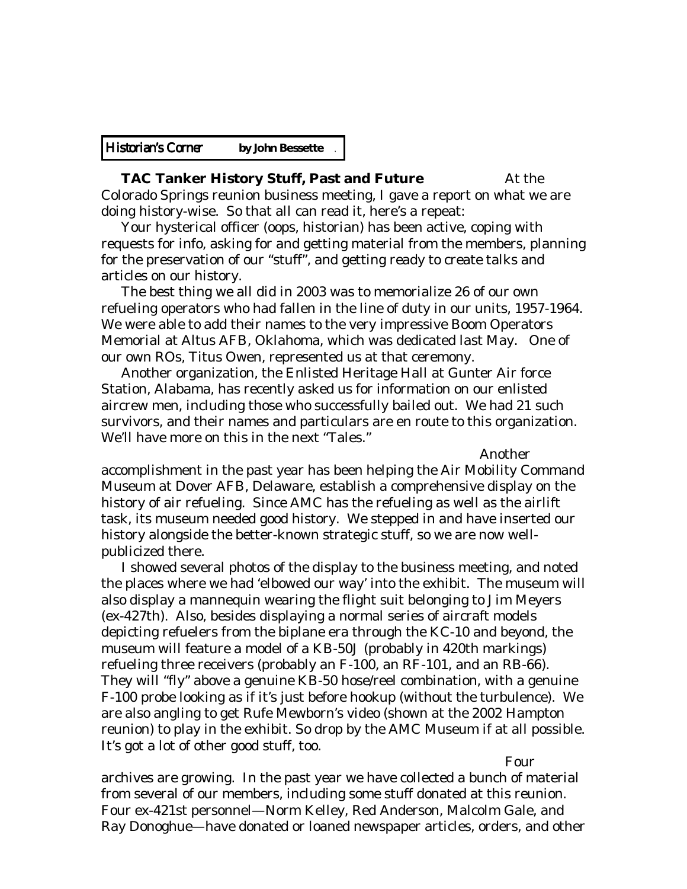## Historian's Corner **by John Bessette**

**TAC Tanker History Stuff, Past and Future** At the Colorado Springs reunion business meeting, I gave a report on what we are doing history-wise. So that all can read it, here's a repeat:

Your hysterical officer (oops, historian) has been active, coping with requests for info, asking for and getting material from the members, planning for the preservation of our "stuff", and getting ready to create talks and articles on our history.

The best thing we all did in 2003 was to memorialize 26 of our own refueling operators who had fallen in the line of duty in our units, 1957-1964. We were able to add their names to the very impressive Boom Operators Memorial at Altus AFB, Oklahoma, which was dedicated last May. One of our own ROs, Titus Owen, represented us at that ceremony.

Another organization, the Enlisted Heritage Hall at Gunter Air force Station, Alabama, has recently asked us for information on our enlisted aircrew men, including those who successfully bailed out. We had 21 such survivors, and their names and particulars are en route to this organization. We'll have more on this in the next "Tales."

Another accomplishment in the past year has been helping the Air Mobility Command Museum at Dover AFB, Delaware, establish a comprehensive display on the history of air refueling. Since AMC has the refueling as well as the airlift task, its museum needed good history. We stepped in and have inserted our history alongside the better-known strategic stuff, so we are now well-publicized there.

I showed several photos of the display to the business meeting, and noted the places where we had 'elbowed our way' into the exhibit. The museum will also display a mannequin wearing the flight suit belonging to Jim Meyers (ex-427th). Also, besides displaying a normal series of aircraft models depicting refuelers from the biplane era through the KC-10 and beyond, the museum will feature a model of a KB-50J (probably in 420th markings) refueling three receivers (probably an F-100, an RF-101, and an RB-66). They will "fly" above a genuine KB-50 hose/reel combination, with a genuine F-100 probe looking as if it's just before hookup (without the turbulence). We are also angling to get Rufe Mewborn's video (shown at the 2002 Hampton reunion) to play in the exhibit. So drop by the AMC Museum if at all possible. It's got a lot of other good stuff, too.

Four archives are growing. In the past year we have collected a bunch of material from several of our members, including some stuff donated at this reunion. Four ex-421st personnel—Norm Kelley, Red Anderson, Malcolm Gale, and Ray Donoghue—have donated or loaned newspaper articles, orders, and other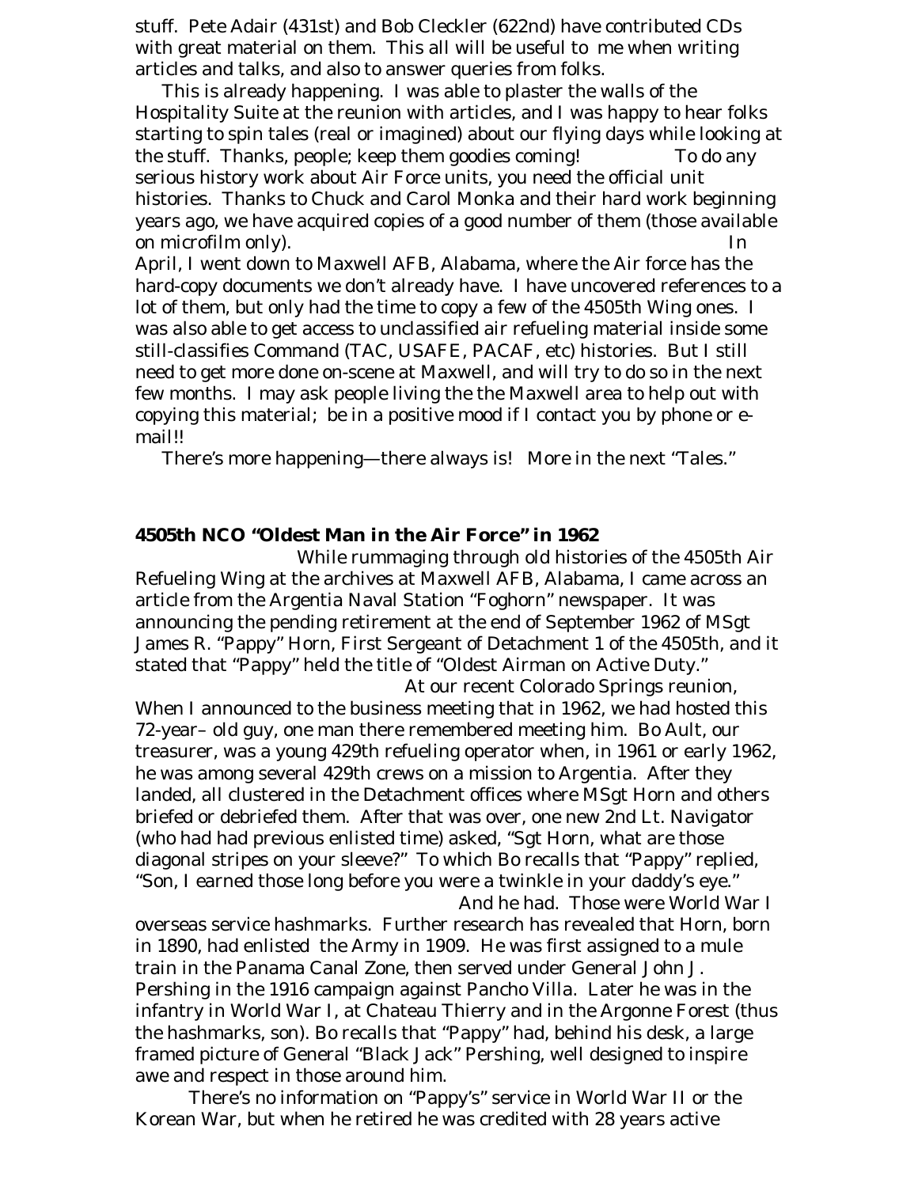stuff. Pete Adair (431st) and Bob Cleckler (622nd) have contributed CDs with great material on them. This all will be useful to me when writing articles and talks, and also to answer queries from folks.

This is already happening. I was able to plaster the walls of the Hospitality Suite at the reunion with articles, and I was happy to hear folks starting to spin tales (real or imagined) about our flying days while looking at the stuff. Thanks, people; keep them goodies coming! To do any serious history work about Air Force units, you need the official unit histories. Thanks to Chuck and Carol Monka and their hard work beginning years ago, we have acquired copies of a good number of them (those available on microfilm only). In April, I went down to Maxwell AFB, Alabama, where the Air force has the hard-copy documents we don't already have. I have uncovered references to a lot of them, but only had the time to copy a few of the 4505th Wing ones. I was also able to get access to unclassified air refueling material inside some still-classifies Command (TAC, USAFE, PACAF, etc) histories. But I still need to get more done on-scene at Maxwell, and will try to do so in the next few months. I may ask people living the the Maxwell area to help out with copying this material; be in a positive mood if I contact you by phone or e-mail!!

There's more happening—there always is! More in the next "Tales."

**4505th NCO "Oldest Man in the Air Force" in 1962**

While rummaging through old histories of the 4505th Air Refueling Wing at the archives at Maxwell AFB, Alabama, I came across an article from the Argentia Naval Station "Foghorn" newspaper. It was announcing the pending retirement at the end of September 1962 of MSgt James R. "Pappy" Horn, First Sergeant of Detachment 1 of the 4505th, and it stated that "Pappy" held the title of "Oldest Airman on Active Duty."

At our recent Colorado Springs reunion, When I announced to the business meeting that in 1962, we had hosted this 72-year– old guy, one man there remembered meeting him. Bo Ault, our treasurer, was a young 429th refueling operator when, in 1961 or early 1962, he was among several 429th crews on a mission to Argentia. After they landed, all clustered in the Detachment offices where MSgt Horn and others briefed or debriefed them. After that was over, one new 2nd Lt. Navigator (who had had previous enlisted time) asked, "Sgt Horn, what are those diagonal stripes on your sleeve?" To which Bo recalls that "Pappy" replied, "Son, I earned those long before you were a twinkle in your daddy's eye."

And he had. Those were World War I overseas service hashmarks. Further research has revealed that Horn, born in 1890, had enlisted the Army in 1909. He was first assigned to a mule train in the Panama Canal Zone, then served under General John J. Pershing in the 1916 campaign against Pancho Villa. Later he was in the infantry in World War I, at Chateau Thierry and in the Argonne Forest (thus the hashmarks, son). Bo recalls that "Pappy" had, behind his desk, a large framed picture of General "Black Jack" Pershing, well designed to inspire awe and respect in those around him.

There's no information on "Pappy's" service in World War II or the Korean War, but when he retired he was credited with 28 years active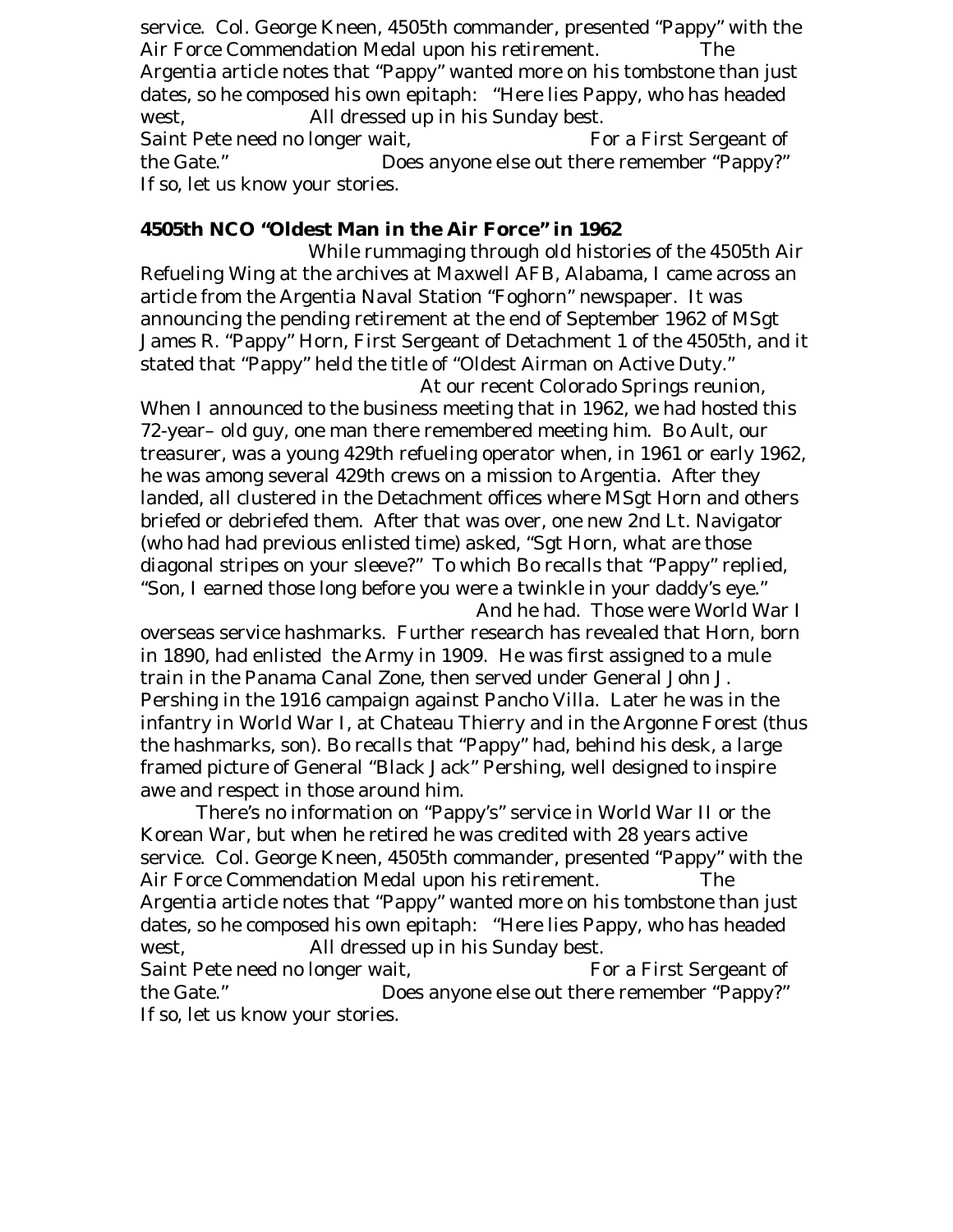service. Col. George Kneen, 4505th commander, presented "Pappy" with the Air Force Commendation Medal upon his retirement. The Argentia article notes that "Pappy" wanted more on his tombstone than just dates, so he composed his own epitaph: "Here lies Pappy, who has headed west, All dressed up in his Sunday best.
Saint Pete need no longer wait, For a First Sergeant of the Gate." Does anyone else out there remember "Pappy?" If so, let us know your stories.

**4505th NCO "Oldest Man in the Air Force" in 1962**

While rummaging through old histories of the 4505th Air Refueling Wing at the archives at Maxwell AFB, Alabama, I came across an article from the Argentia Naval Station "Foghorn" newspaper. It was announcing the pending retirement at the end of September 1962 of MSgt James R. "Pappy" Horn, First Sergeant of Detachment 1 of the 4505th, and it stated that "Pappy" held the title of "Oldest Airman on Active Duty."

At our recent Colorado Springs reunion, When I announced to the business meeting that in 1962, we had hosted this 72-year– old guy, one man there remembered meeting him. Bo Ault, our treasurer, was a young 429th refueling operator when, in 1961 or early 1962, he was among several 429th crews on a mission to Argentia. After they landed, all clustered in the Detachment offices where MSgt Horn and others briefed or debriefed them. After that was over, one new 2nd Lt. Navigator (who had had previous enlisted time) asked, "Sgt Horn, what are those diagonal stripes on your sleeve?" To which Bo recalls that "Pappy" replied, "Son, I earned those long before you were a twinkle in your daddy's eye."

And he had. Those were World War I overseas service hashmarks. Further research has revealed that Horn, born in 1890, had enlisted the Army in 1909. He was first assigned to a mule train in the Panama Canal Zone, then served under General John J. Pershing in the 1916 campaign against Pancho Villa. Later he was in the infantry in World War I, at Chateau Thierry and in the Argonne Forest (thus the hashmarks, son). Bo recalls that "Pappy" had, behind his desk, a large framed picture of General "Black Jack" Pershing, well designed to inspire awe and respect in those around him.

There's no information on "Pappy's" service in World War II or the Korean War, but when he retired he was credited with 28 years active service. Col. George Kneen, 4505th commander, presented "Pappy" with the Air Force Commendation Medal upon his retirement. The Argentia article notes that "Pappy" wanted more on his tombstone than just dates, so he composed his own epitaph: "Here lies Pappy, who has headed west, All dressed up in his Sunday best.
Saint Pete need no longer wait, For a First Sergeant of the Gate." Does anyone else out there remember "Pappy?" If so, let us know your stories.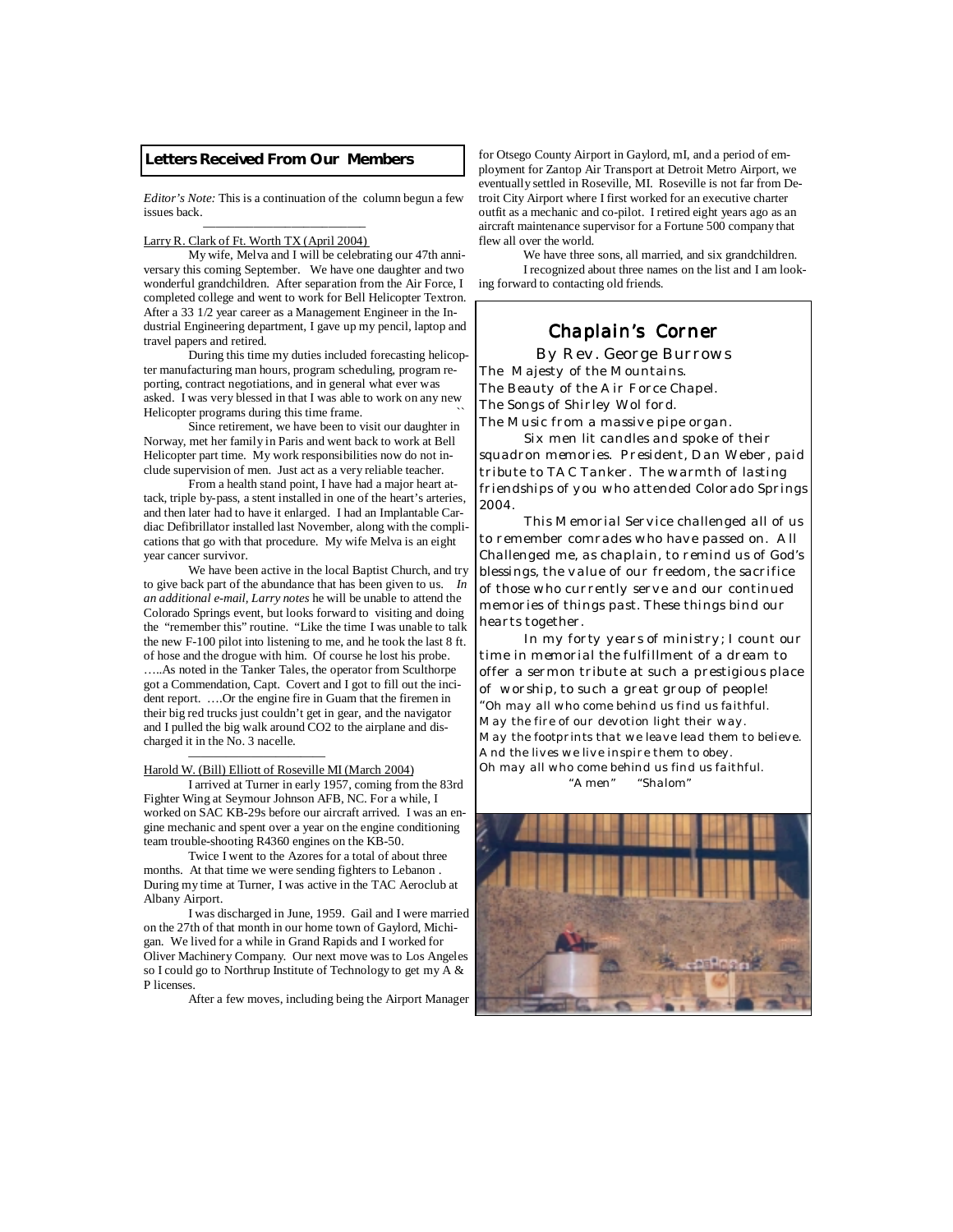## Letters Received From Our Members

*Editor's Note:* This is a continuation of the column begun a few issues back.

---

Larry R. Clark of Ft. Worth TX (April 2004)

My wife, Melva and I will be celebrating our 47th anniversary this coming September. We have one daughter and two wonderful grandchildren. After separation from the Air Force, I completed college and went to work for Bell Helicopter Textron. After a 33 1/2 year career as a Management Engineer in the Industrial Engineering department, I gave up my pencil, laptop and travel papers and retired.

During this time my duties included forecasting helicopter manufacturing man hours, program scheduling, program reporting, contract negotiations, and in general what ever was asked. I was very blessed in that I was able to work on any new Helicopter programs during this time frame.

Since retirement, we have been to visit our daughter in Norway, met her family in Paris and went back to work at Bell Helicopter part time. My work responsibilities now do not include supervision of men. Just act as a very reliable teacher.

From a health stand point, I have had a major heart attack, triple by-pass, a stent installed in one of the heart's arteries, and then later had to have it enlarged. I had an Implantable Cardiac Defibrillator installed last November, along with the complications that go with that procedure. My wife Melva is an eight year cancer survivor.

We have been active in the local Baptist Church, and try to give back part of the abundance that has been given to us. *In an additional e-mail, Larry notes* he will be unable to attend the Colorado Springs event, but looks forward to visiting and doing the "remember this" routine. "Like the time I was unable to talk the new F-100 pilot into listening to me, and he took the last 8 ft. of hose and the drogue with him. Of course he lost his probe. …..As noted in the Tanker Tales, the operator from Sculthorpe got a Commendation, Capt. Covert and I got to fill out the incident report. ….Or the engine fire in Guam that the firemen in their big red trucks just couldn't get in gear, and the navigator and I pulled the big walk around CO2 to the airplane and discharged it in the No. 3 nacelle.

---

Harold W. (Bill) Elliott of Roseville MI (March 2004)

I arrived at Turner in early 1957, coming from the 83rd Fighter Wing at Seymour Johnson AFB, NC. For a while, I worked on SAC KB-29s before our aircraft arrived. I was an engine mechanic and spent over a year on the engine conditioning team trouble-shooting R4360 engines on the KB-50.

Twice I went to the Azores for a total of about three months. At that time we were sending fighters to Lebanon. During my time at Turner, I was active in the TAC Aeroclub at Albany Airport.

I was discharged in June, 1959. Gail and I were married on the 27th of that month in our home town of Gaylord, Michigan. We lived for a while in Grand Rapids and I worked for Oliver Machinery Company. Our next move was to Los Angeles so I could go to Northrup Institute of Technology to get my A & P licenses.

After a few moves, including being the Airport Manager for Otsego County Airport in Gaylord, mI, and a period of employment for Zantop Air Transport at Detroit Metro Airport, we eventually settled in Roseville, MI. Roseville is not far from Detroit City Airport where I first worked for an executive charter outfit as a mechanic and co-pilot. I retired eight years ago as an aircraft maintenance supervisor for a Fortune 500 company that flew all over the world.

We have three sons, all married, and six grandchildren.

I recognized about three names on the list and I am looking forward to contacting old friends.

## Chaplain's Corner

### By Rev. George Burrows

The Majesty of the Mountains.
The Beauty of the Air Force Chapel.
The Songs of Shirley Wolford.
The Music from a massive pipe organ.

Six men lit candles and spoke of their squadron memories. President, Dan Weber, paid tribute to TAC Tanker. The warmth of lasting friendships of you who attended Colorado Springs 2004.

This Memorial Service challenged all of us to remember comrades who have passed on. All Challenged me, as chaplain, to remind us of God's blessings, the value of our freedom, the sacrifice of those who currently serve and our continued memories of things past. These things bind our hearts together.

In my forty years of ministry; I count our time in memorial the fulfillment of a dream to offer a sermon tribute at such a prestigious place of worship, to such a great group of people!

"Oh may all who come behind us find us faithful.
May the fire of our devotion light their way.
May the footprints that we leave lead them to believe.
And the lives we live inspire them to obey.
Oh may all who come behind us find us faithful.

"Amen" "Shalom"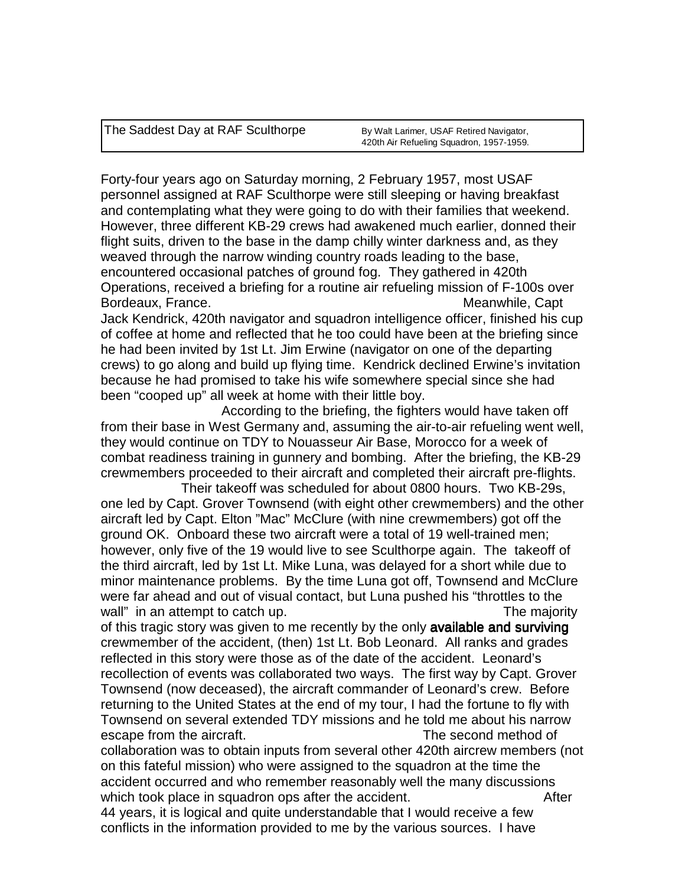| The Saddest Day at RAF Sculthorpe | By Walt Larimer, USAF Retired Navigator, 420th Air Refueling Squadron, 1957-1959. |
|---|---|

Forty-four years ago on Saturday morning, 2 February 1957, most USAF personnel assigned at RAF Sculthorpe were still sleeping or having breakfast and contemplating what they were going to do with their families that weekend. However, three different KB-29 crews had awakened much earlier, donned their flight suits, driven to the base in the damp chilly winter darkness and, as they weaved through the narrow winding country roads leading to the base, encountered occasional patches of ground fog. They gathered in 420th Operations, received a briefing for a routine air refueling mission of F-100s over Bordeaux, France.

Meanwhile, Capt Jack Kendrick, 420th navigator and squadron intelligence officer, finished his cup of coffee at home and reflected that he too could have been at the briefing since he had been invited by 1st Lt. Jim Erwine (navigator on one of the departing crews) to go along and build up flying time. Kendrick declined Erwine's invitation because he had promised to take his wife somewhere special since she had been "cooped up" all week at home with their little boy.

According to the briefing, the fighters would have taken off from their base in West Germany and, assuming the air-to-air refueling went well, they would continue on TDY to Nouasseur Air Base, Morocco for a week of combat readiness training in gunnery and bombing. After the briefing, the KB-29 crewmembers proceeded to their aircraft and completed their aircraft pre-flights.

Their takeoff was scheduled for about 0800 hours. Two KB-29s, one led by Capt. Grover Townsend (with eight other crewmembers) and the other aircraft led by Capt. Elton "Mac" McClure (with nine crewmembers) got off the ground OK. Onboard these two aircraft were a total of 19 well-trained men; however, only five of the 19 would live to see Sculthorpe again. The takeoff of the third aircraft, led by 1st Lt. Mike Luna, was delayed for a short while due to minor maintenance problems. By the time Luna got off, Townsend and McClure were far ahead and out of visual contact, but Luna pushed his "throttles to the wall" in an attempt to catch up.

The majority of this tragic story was given to me recently by the only **available and surviving** crewmember of the accident, (then) 1st Lt. Bob Leonard. All ranks and grades reflected in this story were those as of the date of the accident. Leonard's recollection of events was collaborated two ways. The first way by Capt. Grover Townsend (now deceased), the aircraft commander of Leonard's crew. Before returning to the United States at the end of my tour, I had the fortune to fly with Townsend on several extended TDY missions and he told me about his narrow escape from the aircraft.

The second method of collaboration was to obtain inputs from several other 420th aircrew members (not on this fateful mission) who were assigned to the squadron at the time the accident occurred and who remember reasonably well the many discussions which took place in squadron ops after the accident.

After 44 years, it is logical and quite understandable that I would receive a few conflicts in the information provided to me by the various sources. I have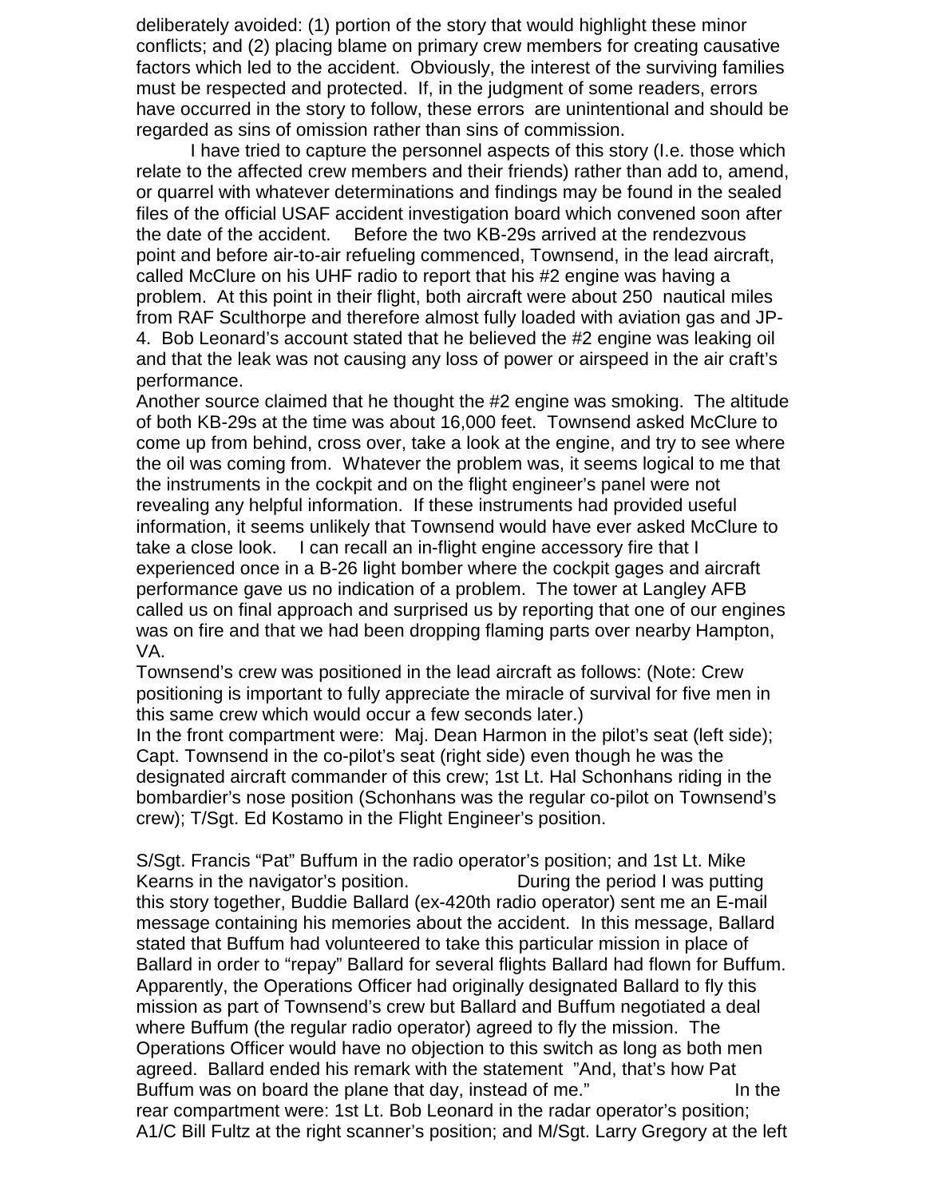deliberately avoided: (1) portion of the story that would highlight these minor conflicts; and (2) placing blame on primary crew members for creating causative factors which led to the accident. Obviously, the interest of the surviving families must be respected and protected. If, in the judgment of some readers, errors have occurred in the story to follow, these errors are unintentional and should be regarded as sins of omission rather than sins of commission.

I have tried to capture the personnel aspects of this story (I.e. those which relate to the affected crew members and their friends) rather than add to, amend, or quarrel with whatever determinations and findings may be found in the sealed files of the official USAF accident investigation board which convened soon after the date of the accident. Before the two KB-29s arrived at the rendezvous point and before air-to-air refueling commenced, Townsend, in the lead aircraft, called McClure on his UHF radio to report that his #2 engine was having a problem. At this point in their flight, both aircraft were about 250 nautical miles from RAF Sculthorpe and therefore almost fully loaded with aviation gas and JP-4. Bob Leonard's account stated that he believed the #2 engine was leaking oil and that the leak was not causing any loss of power or airspeed in the air craft's performance.

Another source claimed that he thought the #2 engine was smoking. The altitude of both KB-29s at the time was about 16,000 feet. Townsend asked McClure to come up from behind, cross over, take a look at the engine, and try to see where the oil was coming from. Whatever the problem was, it seems logical to me that the instruments in the cockpit and on the flight engineer's panel were not revealing any helpful information. If these instruments had provided useful information, it seems unlikely that Townsend would have ever asked McClure to take a close look. I can recall an in-flight engine accessory fire that I experienced once in a B-26 light bomber where the cockpit gages and aircraft performance gave us no indication of a problem. The tower at Langley AFB called us on final approach and surprised us by reporting that one of our engines was on fire and that we had been dropping flaming parts over nearby Hampton, VA.

Townsend's crew was positioned in the lead aircraft as follows: (Note: Crew positioning is important to fully appreciate the miracle of survival for five men in this same crew which would occur a few seconds later.)

In the front compartment were: Maj. Dean Harmon in the pilot's seat (left side); Capt. Townsend in the co-pilot's seat (right side) even though he was the designated aircraft commander of this crew; 1st Lt. Hal Schonhans riding in the bombardier's nose position (Schonhans was the regular co-pilot on Townsend's crew); T/Sgt. Ed Kostamo in the Flight Engineer's position.

S/Sgt. Francis "Pat" Buffum in the radio operator's position; and 1st Lt. Mike Kearns in the navigator's position. During the period I was putting this story together, Buddie Ballard (ex-420th radio operator) sent me an E-mail message containing his memories about the accident. In this message, Ballard stated that Buffum had volunteered to take this particular mission in place of Ballard in order to "repay" Ballard for several flights Ballard had flown for Buffum. Apparently, the Operations Officer had originally designated Ballard to fly this mission as part of Townsend's crew but Ballard and Buffum negotiated a deal where Buffum (the regular radio operator) agreed to fly the mission. The Operations Officer would have no objection to this switch as long as both men agreed. Ballard ended his remark with the statement "And, that's how Pat Buffum was on board the plane that day, instead of me." In the rear compartment were: 1st Lt. Bob Leonard in the radar operator's position; A1/C Bill Fultz at the right scanner's position; and M/Sgt. Larry Gregory at the left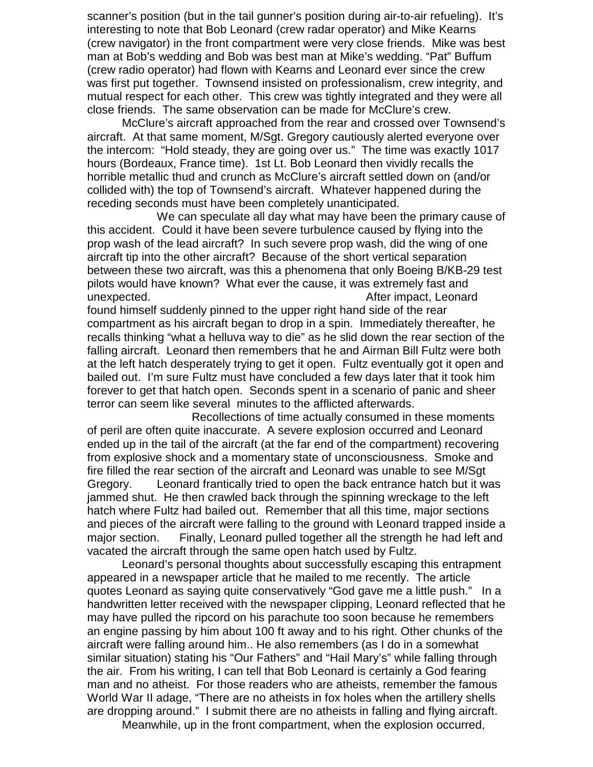scanner's position (but in the tail gunner's position during air-to-air refueling). It's interesting to note that Bob Leonard (crew radar operator) and Mike Kearns (crew navigator) in the front compartment were very close friends. Mike was best man at Bob's wedding and Bob was best man at Mike's wedding. "Pat" Buffum (crew radio operator) had flown with Kearns and Leonard ever since the crew was first put together. Townsend insisted on professionalism, crew integrity, and mutual respect for each other. This crew was tightly integrated and they were all close friends. The same observation can be made for McClure's crew.

McClure's aircraft approached from the rear and crossed over Townsend's aircraft. At that same moment, M/Sgt. Gregory cautiously alerted everyone over the intercom: "Hold steady, they are going over us." The time was exactly 1017 hours (Bordeaux, France time). 1st Lt. Bob Leonard then vividly recalls the horrible metallic thud and crunch as McClure's aircraft settled down on (and/or collided with) the top of Townsend's aircraft. Whatever happened during the receding seconds must have been completely unanticipated.

We can speculate all day what may have been the primary cause of this accident. Could it have been severe turbulence caused by flying into the prop wash of the lead aircraft? In such severe prop wash, did the wing of one aircraft tip into the other aircraft? Because of the short vertical separation between these two aircraft, was this a phenomena that only Boeing B/KB-29 test pilots would have known? What ever the cause, it was extremely fast and unexpected. After impact, Leonard found himself suddenly pinned to the upper right hand side of the rear compartment as his aircraft began to drop in a spin. Immediately thereafter, he recalls thinking "what a helluva way to die" as he slid down the rear section of the falling aircraft. Leonard then remembers that he and Airman Bill Fultz were both at the left hatch desperately trying to get it open. Fultz eventually got it open and bailed out. I'm sure Fultz must have concluded a few days later that it took him forever to get that hatch open. Seconds spent in a scenario of panic and sheer terror can seem like several minutes to the afflicted afterwards.

Recollections of time actually consumed in these moments of peril are often quite inaccurate. A severe explosion occurred and Leonard ended up in the tail of the aircraft (at the far end of the compartment) recovering from explosive shock and a momentary state of unconsciousness. Smoke and fire filled the rear section of the aircraft and Leonard was unable to see M/Sgt Gregory. Leonard frantically tried to open the back entrance hatch but it was jammed shut. He then crawled back through the spinning wreckage to the left hatch where Fultz had bailed out. Remember that all this time, major sections and pieces of the aircraft were falling to the ground with Leonard trapped inside a major section. Finally, Leonard pulled together all the strength he had left and vacated the aircraft through the same open hatch used by Fultz.

Leonard's personal thoughts about successfully escaping this entrapment appeared in a newspaper article that he mailed to me recently. The article quotes Leonard as saying quite conservatively "God gave me a little push." In a handwritten letter received with the newspaper clipping, Leonard reflected that he may have pulled the ripcord on his parachute too soon because he remembers an engine passing by him about 100 ft away and to his right. Other chunks of the aircraft were falling around him.. He also remembers (as I do in a somewhat similar situation) stating his "Our Fathers" and "Hail Mary's" while falling through the air. From his writing, I can tell that Bob Leonard is certainly a God fearing man and no atheist. For those readers who are atheists, remember the famous World War II adage, "There are no atheists in fox holes when the artillery shells are dropping around." I submit there are no atheists in falling and flying aircraft.

Meanwhile, up in the front compartment, when the explosion occurred,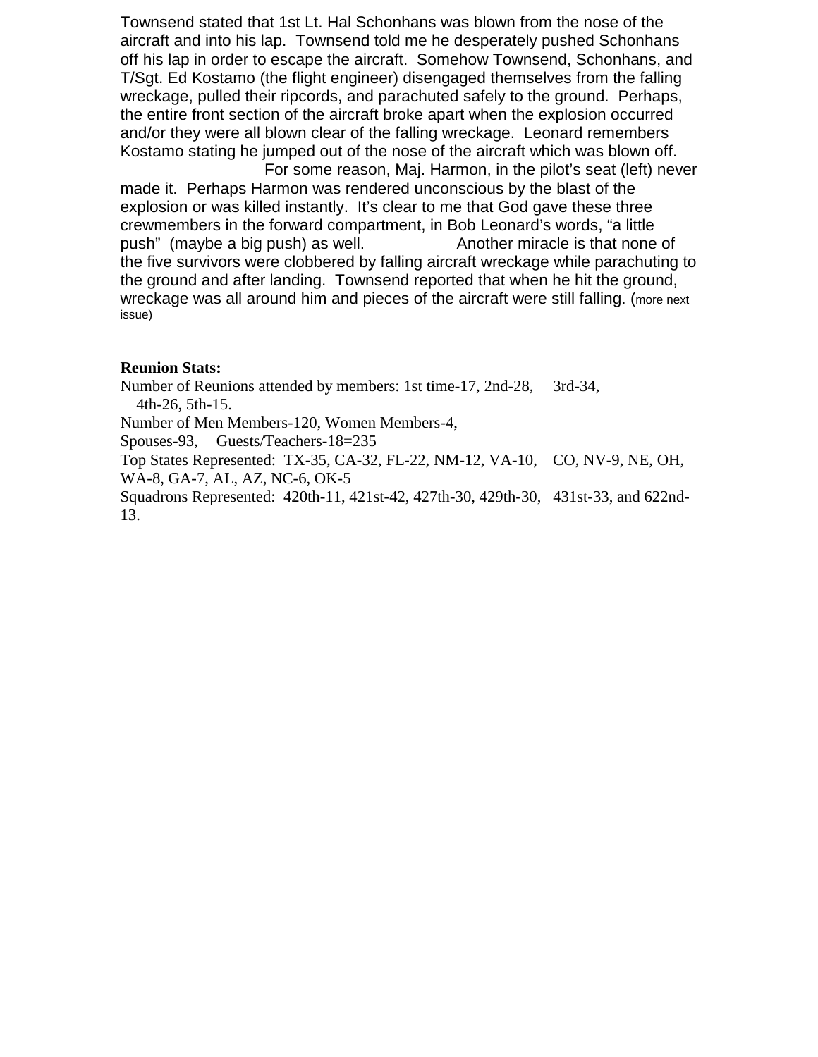Townsend stated that 1st Lt. Hal Schonhans was blown from the nose of the aircraft and into his lap. Townsend told me he desperately pushed Schonhans off his lap in order to escape the aircraft. Somehow Townsend, Schonhans, and T/Sgt. Ed Kostamo (the flight engineer) disengaged themselves from the falling wreckage, pulled their ripcords, and parachuted safely to the ground. Perhaps, the entire front section of the aircraft broke apart when the explosion occurred and/or they were all blown clear of the falling wreckage. Leonard remembers Kostamo stating he jumped out of the nose of the aircraft which was blown off.

For some reason, Maj. Harmon, in the pilot's seat (left) never made it. Perhaps Harmon was rendered unconscious by the blast of the explosion or was killed instantly. It's clear to me that God gave these three crewmembers in the forward compartment, in Bob Leonard's words, "a little push" (maybe a big push) as well.

Another miracle is that none of the five survivors were clobbered by falling aircraft wreckage while parachuting to the ground and after landing. Townsend reported that when he hit the ground, wreckage was all around him and pieces of the aircraft were still falling. (more next issue)

**Reunion Stats:**

Number of Reunions attended by members: 1st time-17, 2nd-28, 3rd-34, 4th-26, 5th-15.

Number of Men Members-120, Women Members-4, Spouses-93, Guests/Teachers-18=235

Top States Represented: TX-35, CA-32, FL-22, NM-12, VA-10, CO, NV-9, NE, OH, WA-8, GA-7, AL, AZ, NC-6, OK-5

Squadrons Represented: 420th-11, 421st-42, 427th-30, 429th-30, 431st-33, and 622nd-13.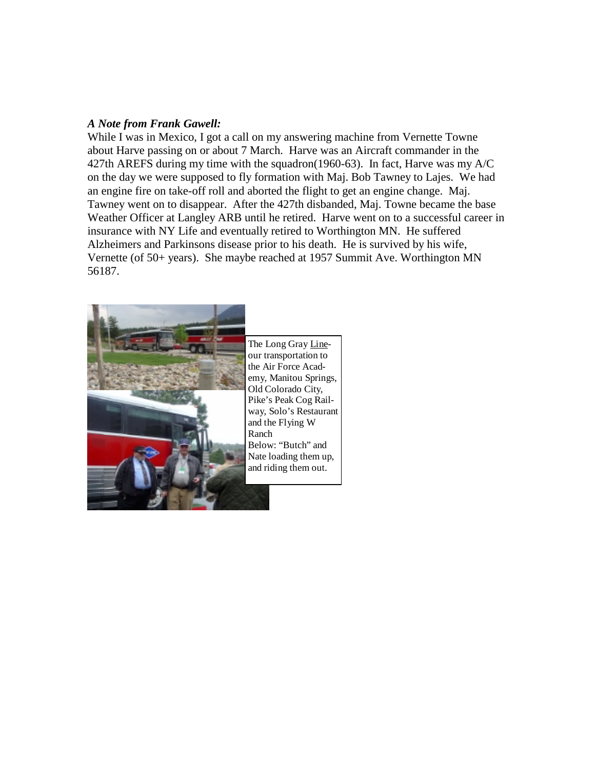***A Note from Frank Gawell:***

While I was in Mexico, I got a call on my answering machine from Vernette Towne about Harve passing on or about 7 March. Harve was an Aircraft commander in the 427th AREFS during my time with the squadron(1960-63). In fact, Harve was my A/C on the day we were supposed to fly formation with Maj. Bob Tawney to Lajes. We had an engine fire on take-off roll and aborted the flight to get an engine change. Maj. Tawney went on to disappear. After the 427th disbanded, Maj. Towne became the base Weather Officer at Langley ARB until he retired. Harve went on to a successful career in insurance with NY Life and eventually retired to Worthington MN. He suffered Alzheimers and Parkinsons disease prior to his death. He is survived by his wife, Vernette (of 50+ years). She maybe reached at 1957 Summit Ave. Worthington MN 56187.

The Long Gray Line- our transportation to the Air Force Academy, Manitou Springs, Old Colorado City, Pike's Peak Cog Railway, Solo's Restaurant and the Flying W Ranch

Below: "Butch" and Nate loading them up, and riding them out.